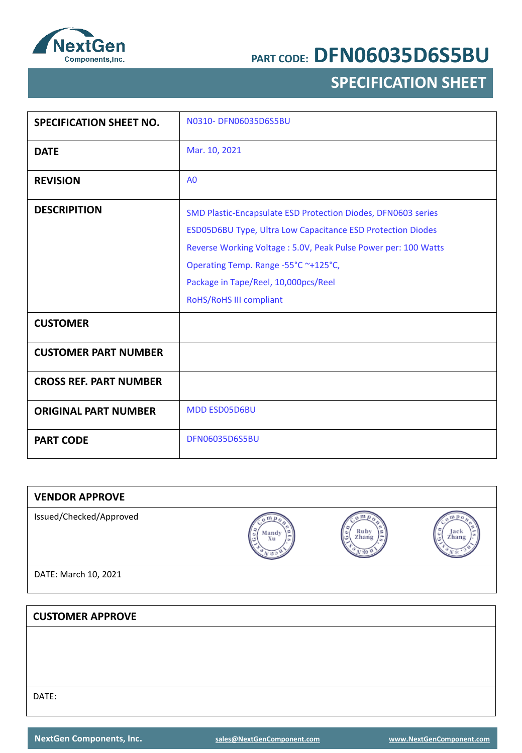NextGen Components,Inc.

PART CODE: **DFN06035D6S5BU**

# SPECIFICATION SHEET

| | |
|---|---|
| **SPECIFICATION SHEET NO.** | N0310- DFN06035D6S5BU |
| **DATE** | Mar. 10, 2021 |
| **REVISION** | A0 |
| **DESCRIPITION** | SMD Plastic-Encapsulate ESD Protection Diodes, DFN0603 series<br>ESD05D6BU Type, Ultra Low Capacitance ESD Protection Diodes<br>Reverse Working Voltage : 5.0V, Peak Pulse Power per: 100 Watts<br>Operating Temp. Range -55°C ~+125°C,<br>Package in Tape/Reel, 10,000pcs/Reel<br>RoHS/RoHS III compliant |
| **CUSTOMER** | |
| **CUSTOMER PART NUMBER** | |
| **CROSS REF. PART NUMBER** | |
| **ORIGINAL PART NUMBER** | MDD ESD05D6BU |
| **PART CODE** | DFN06035D6S5BU |

| **VENDOR APPROVE** | | | |
|---|---|---|---|
| Issued/Checked/Approved | Mandy Xu | Ruby Zhang | Jack Zhang |
| DATE: March 10, 2021 | | | |

| **CUSTOMER APPROVE** |
|---|
| |
| DATE: |

NextGen Components, Inc. sales@NextGenComponent.com www.NextGenComponent.com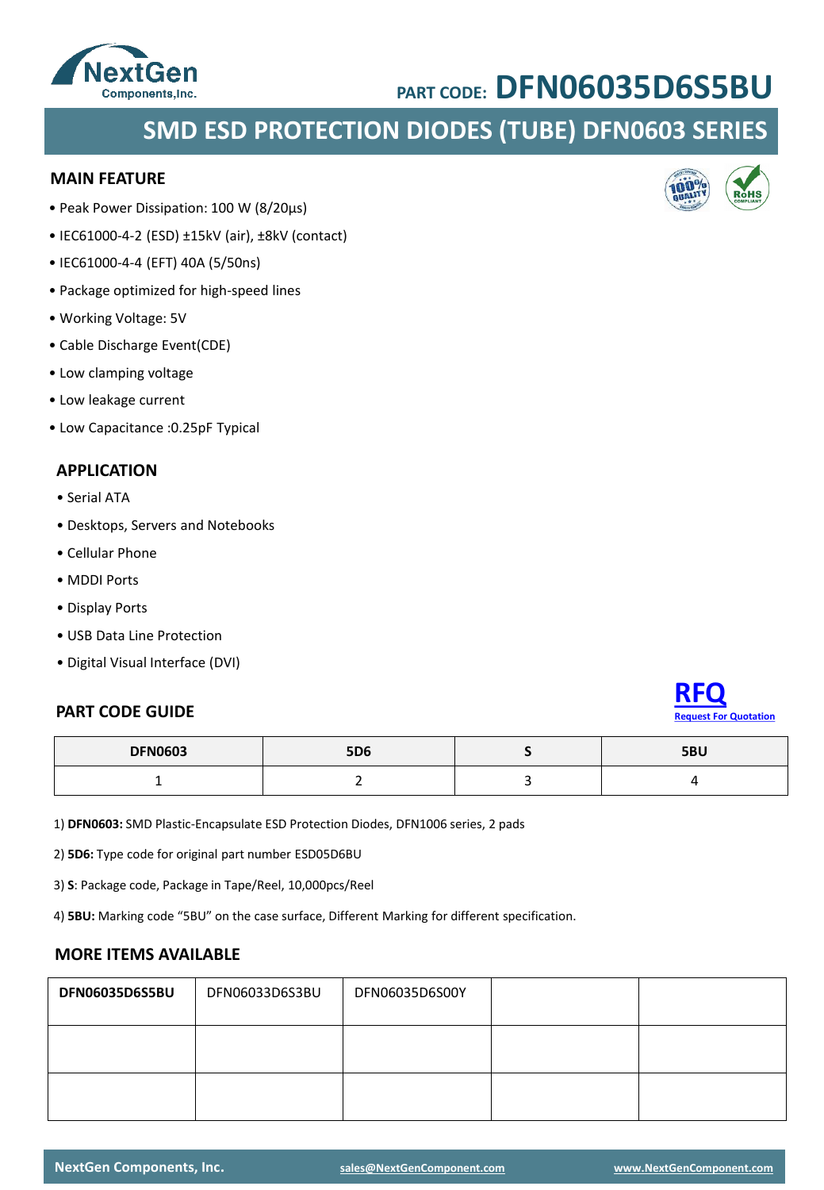PART CODE: **DFN06035D6S5BU**

# SMD ESD PROTECTION DIODES (TUBE) DFN0603 SERIES

## MAIN FEATURE

- Peak Power Dissipation: 100 W (8/20µs)
- IEC61000-4-2 (ESD) ±15kV (air), ±8kV (contact)
- IEC61000-4-4 (EFT) 40A (5/50ns)
- Package optimized for high-speed lines
- Working Voltage: 5V
- Cable Discharge Event(CDE)
- Low clamping voltage
- Low leakage current
- Low Capacitance :0.25pF Typical

## APPLICATION

- Serial ATA
- Desktops, Servers and Notebooks
- Cellular Phone
- MDDI Ports
- Display Ports
- USB Data Line Protection
- Digital Visual Interface (DVI)

## PART CODE GUIDE

**RFQ**
Request For Quotation

| DFN0603 | 5D6 | S | 5BU |
|---|---|---|---|
| 1 | 2 | 3 | 4 |

1) **DFN0603:** SMD Plastic-Encapsulate ESD Protection Diodes, DFN1006 series, 2 pads

2) **5D6:** Type code for original part number ESD05D6BU

3) **S**: Package code, Package in Tape/Reel, 10,000pcs/Reel

4) **5BU:** Marking code "5BU" on the case surface, Different Marking for different specification.

## MORE ITEMS AVAILABLE

| **DFN06035D6S5BU** | DFN06033D6S3BU | DFN06035D6S00Y | | |
|---|---|---|---|---|
| | | | | |
| | | | | |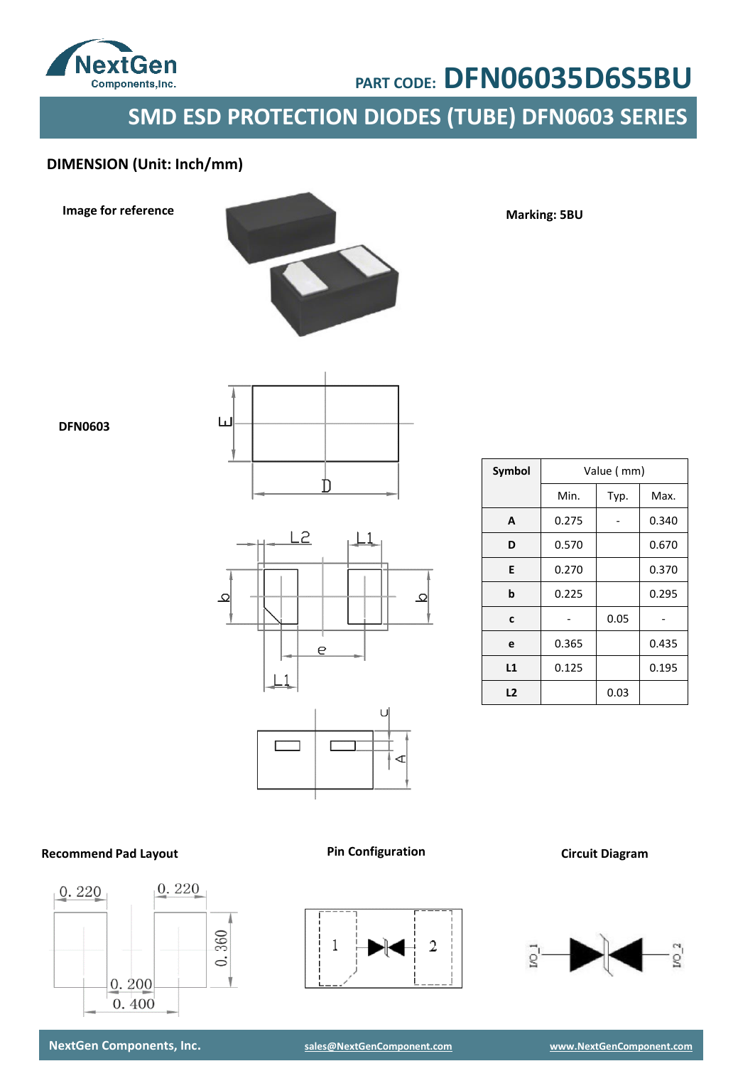# PART CODE: DFN06035D6S5BU

## SMD ESD PROTECTION DIODES (TUBE) DFN0603 SERIES

### DIMENSION (Unit: Inch/mm)

**Image for reference**

**Marking: 5BU**

**DFN0603**

| Symbol | Value ( mm) | | |
|---|---|---|---|
| | Min. | Typ. | Max. |
| **A** | 0.275 | - | 0.340 |
| **D** | 0.570 | | 0.670 |
| **E** | 0.270 | | 0.370 |
| **b** | 0.225 | | 0.295 |
| **c** | - | 0.05 | - |
| **e** | 0.365 | | 0.435 |
| **L1** | 0.125 | | 0.195 |
| **L2** | | 0.03 | |

**Recommend Pad Layout**

0.220 0.220 0.360 0.200 0.400

**Pin Configuration**

1 2

**Circuit Diagram**

I/O_1 I/O_2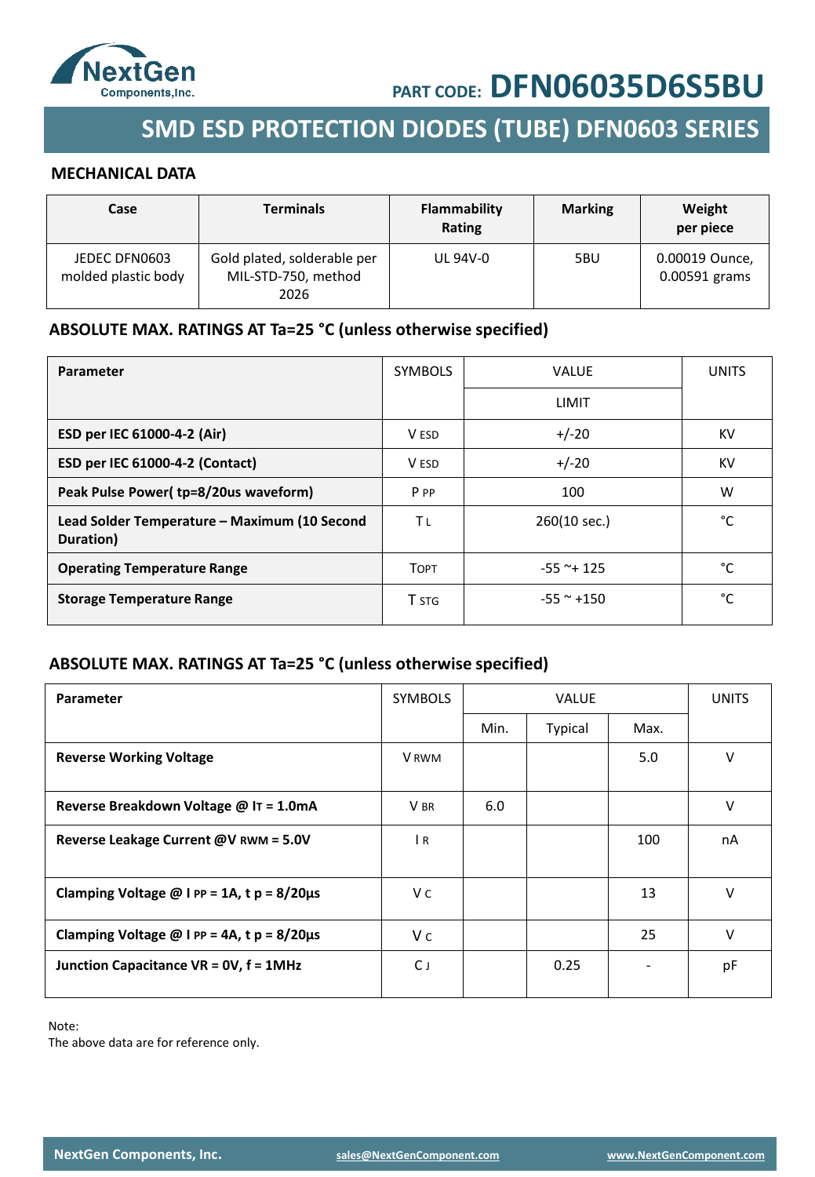PART CODE: **DFN06035D6S5BU**

# SMD ESD PROTECTION DIODES (TUBE) DFN0603 SERIES

## MECHANICAL DATA

| Case | Terminals | Flammability Rating | Marking | Weight per piece |
|---|---|---|---|---|
| JEDEC DFN0603 molded plastic body | Gold plated, solderable per MIL-STD-750, method 2026 | UL 94V-0 | 5BU | 0.00019 Ounce, 0.00591 grams |

## ABSOLUTE MAX. RATINGS AT Ta=25 °C (unless otherwise specified)

| Parameter | SYMBOLS | VALUE | UNITS |
|---|---|---|---|
| | | LIMIT | |
| **ESD per IEC 61000-4-2 (Air)** | $V_{ESD}$ | +/-20 | KV |
| **ESD per IEC 61000-4-2 (Contact)** | $V_{ESD}$ | +/-20 | KV |
| **Peak Pulse Power( tp=8/20us waveform)** | $P_{PP}$ | 100 | W |
| **Lead Solder Temperature – Maximum (10 Second Duration)** | $T_L$ | 260(10 sec.) | °C |
| **Operating Temperature Range** | $T_{OPT}$ | -55 ~+ 125 | °C |
| **Storage Temperature Range** | $T_{STG}$ | -55 ~ +150 | °C |

## ABSOLUTE MAX. RATINGS AT Ta=25 °C (unless otherwise specified)

| Parameter | SYMBOLS | VALUE | | | UNITS |
|---|---|---|---|---|---|
| | | Min. | Typical | Max. | |
| **Reverse Working Voltage** | $V_{RWM}$ | | | 5.0 | V |
| **Reverse Breakdown Voltage @ $I_T$ = 1.0mA** | $V_{BR}$ | 6.0 | | | V |
| **Reverse Leakage Current @$V_{RWM}$ = 5.0V** | $I_R$ | | | 100 | nA |
| **Clamping Voltage @ $I_{PP}$ = 1A, $t_p$ = 8/20µs** | $V_C$ | | | 13 | V |
| **Clamping Voltage @ $I_{PP}$ = 4A, $t_p$ = 8/20µs** | $V_C$ | | | 25 | V |
| **Junction Capacitance VR = 0V, f = 1MHz** | $C_J$ | | 0.25 | - | pF |

Note:
The above data are for reference only.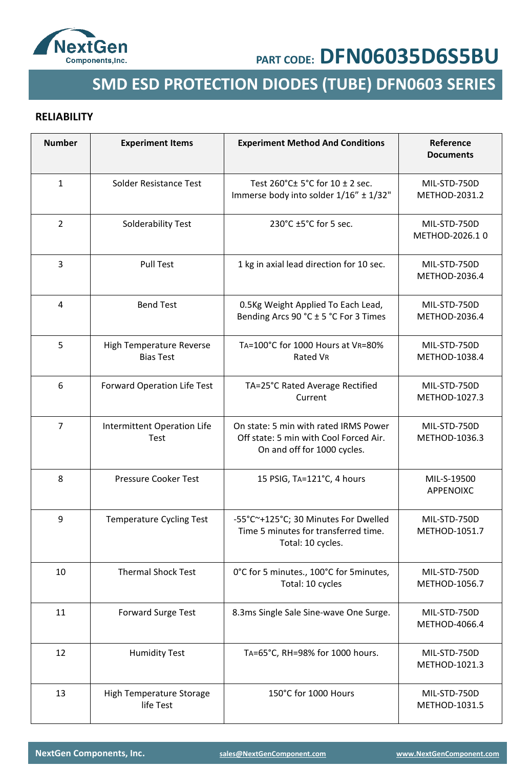PART CODE: DFN06035D6S5BU

# SMD ESD PROTECTION DIODES (TUBE) DFN0603 SERIES

## RELIABILITY

| Number | Experiment Items | Experiment Method And Conditions | Reference Documents |
|---|---|---|---|
| 1 | Solder Resistance Test | Test 260°C± 5°C for 10 ± 2 sec. Immerse body into solder 1/16” ± 1/32" | MIL-STD-750D METHOD-2031.2 |
| 2 | Solderability Test | 230°C ±5°C for 5 sec. | MIL-STD-750D METHOD-2026.1 0 |
| 3 | Pull Test | 1 kg in axial lead direction for 10 sec. | MIL-STD-750D METHOD-2036.4 |
| 4 | Bend Test | 0.5Kg Weight Applied To Each Lead, Bending Arcs 90 °C ± 5 °C For 3 Times | MIL-STD-750D METHOD-2036.4 |
| 5 | High Temperature Reverse Bias Test | $T_A$=100°C for 1000 Hours at $V_R$=80% Rated $V_R$ | MIL-STD-750D METHOD-1038.4 |
| 6 | Forward Operation Life Test | TA=25°C Rated Average Rectified Current | MIL-STD-750D METHOD-1027.3 |
| 7 | Intermittent Operation Life Test | On state: 5 min with rated IRMS Power Off state: 5 min with Cool Forced Air. On and off for 1000 cycles. | MIL-STD-750D METHOD-1036.3 |
| 8 | Pressure Cooker Test | 15 PSIG, $T_A$=121°C, 4 hours | MIL-S-19500 APPENOIXC |
| 9 | Temperature Cycling Test | -55°C~+125°C; 30 Minutes For Dwelled Time 5 minutes for transferred time. Total: 10 cycles. | MIL-STD-750D METHOD-1051.7 |
| 10 | Thermal Shock Test | 0°C for 5 minutes., 100°C for 5minutes, Total: 10 cycles | MIL-STD-750D METHOD-1056.7 |
| 11 | Forward Surge Test | 8.3ms Single Sale Sine-wave One Surge. | MIL-STD-750D METHOD-4066.4 |
| 12 | Humidity Test | $T_A$=65°C, RH=98% for 1000 hours. | MIL-STD-750D METHOD-1021.3 |
| 13 | High Temperature Storage life Test | 150°C for 1000 Hours | MIL-STD-750D METHOD-1031.5 |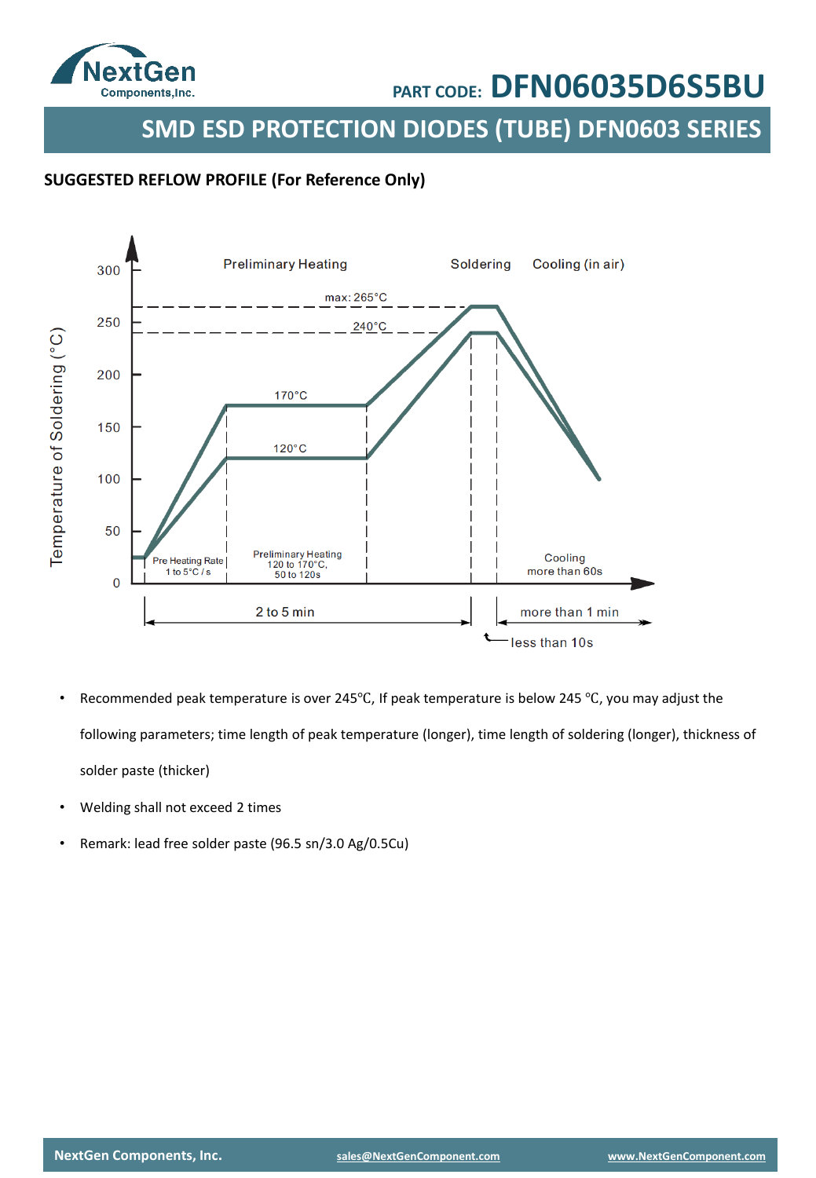## SUGGESTED REFLOW PROFILE (For Reference Only)

- Recommended peak temperature is over 245℃, If peak temperature is below 245 ℃, you may adjust the following parameters; time length of peak temperature (longer), time length of soldering (longer), thickness of solder paste (thicker)
- Welding shall not exceed 2 times
- Remark: lead free solder paste (96.5 sn/3.0 Ag/0.5Cu)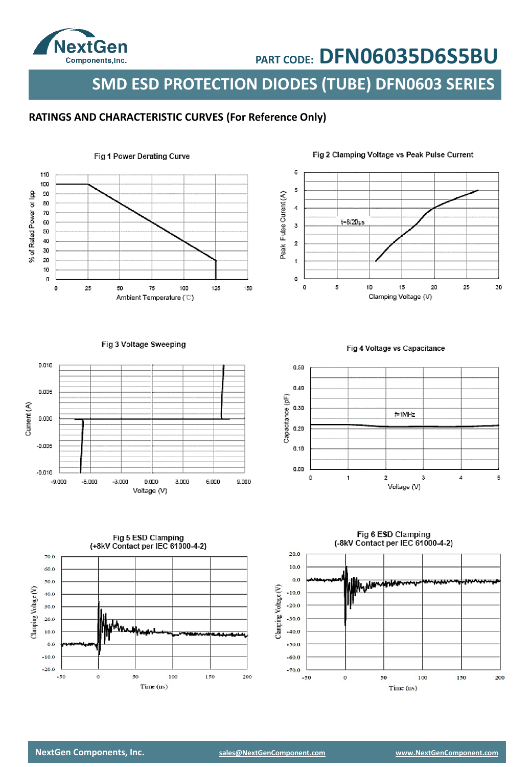## RATINGS AND CHARACTERISTIC CURVES (For Reference Only)

Fig 1 Power Derating Curve

Fig 2 Clamping Voltage vs Peak Pulse Current

Fig 3 Voltage Sweeping

Fig 4 Voltage vs Capacitance

Fig 5 ESD Clamping (+8kV Contact per IEC 61000-4-2)

Fig 6 ESD Clamping (-8kV Contact per IEC 61000-4-2)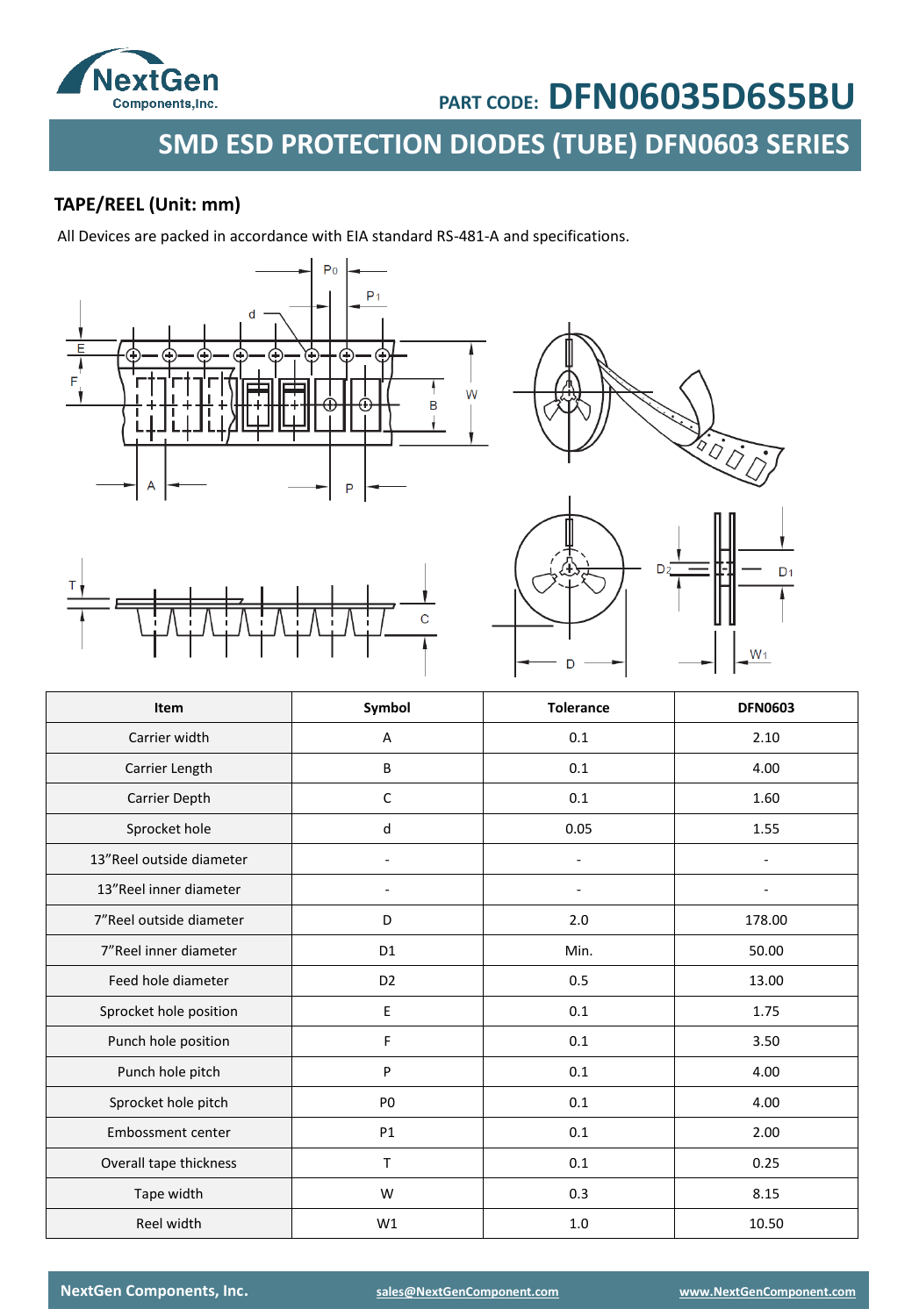NextGen Components,Inc.

PART CODE: DFN06035D6S5BU

# SMD ESD PROTECTION DIODES (TUBE) DFN0603 SERIES

## TAPE/REEL (Unit: mm)

All Devices are packed in accordance with EIA standard RS-481-A and specifications.

| Item | Symbol | Tolerance | DFN0603 |
|---|---|---|---|
| Carrier width | A | 0.1 | 2.10 |
| Carrier Length | B | 0.1 | 4.00 |
| Carrier Depth | C | 0.1 | 1.60 |
| Sprocket hole | d | 0.05 | 1.55 |
| 13"Reel outside diameter | - | - | - |
| 13"Reel inner diameter | - | - | - |
| 7"Reel outside diameter | D | 2.0 | 178.00 |
| 7"Reel inner diameter | D1 | Min. | 50.00 |
| Feed hole diameter | D2 | 0.5 | 13.00 |
| Sprocket hole position | E | 0.1 | 1.75 |
| Punch hole position | F | 0.1 | 3.50 |
| Punch hole pitch | P | 0.1 | 4.00 |
| Sprocket hole pitch | P0 | 0.1 | 4.00 |
| Embossment center | P1 | 0.1 | 2.00 |
| Overall tape thickness | T | 0.1 | 0.25 |
| Tape width | W | 0.3 | 8.15 |
| Reel width | W1 | 1.0 | 10.50 |

NextGen Components, Inc. sales@NextGenComponent.com www.NextGenComponent.com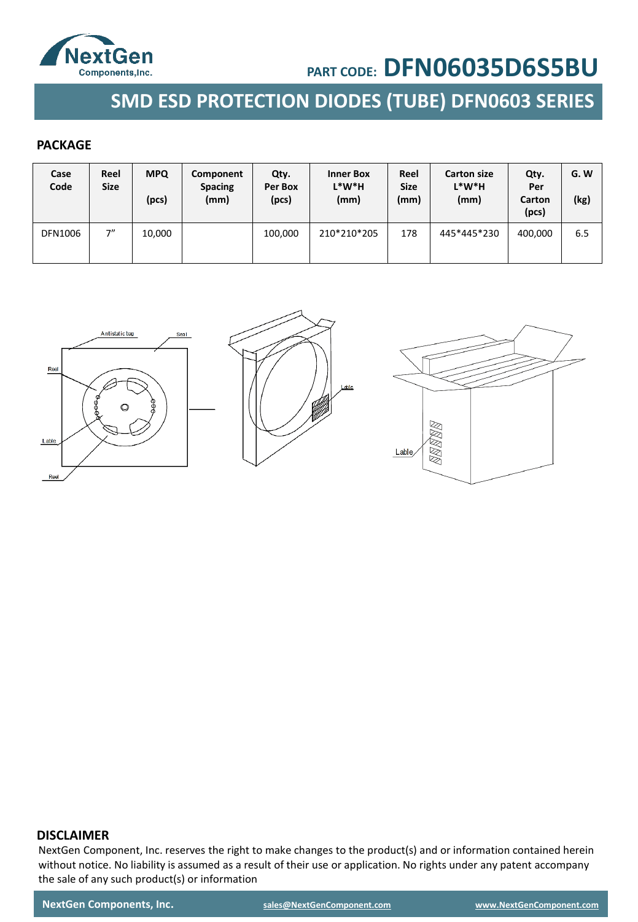## PACKAGE

| Case Code | Reel Size | MPQ (pcs) | Component Spacing (mm) | Qty. Per Box (pcs) | Inner Box L*W*H (mm) | Reel Size (mm) | Carton size L*W*H (mm) | Qty. Per Carton (pcs) | G. W (kg) |
|---|---|---|---|---|---|---|---|---|---|
| DFN1006 | 7" | 10,000 | | 100,000 | 210*210*205 | 178 | 445*445*230 | 400,000 | 6.5 |

Antistatic bag

Seal

Reel

Lable

Reel

Lable

Lable

## DISCLAIMER

NextGen Component, Inc. reserves the right to make changes to the product(s) and or information contained herein without notice. No liability is assumed as a result of their use or application. No rights under any patent accompany the sale of any such product(s) or information